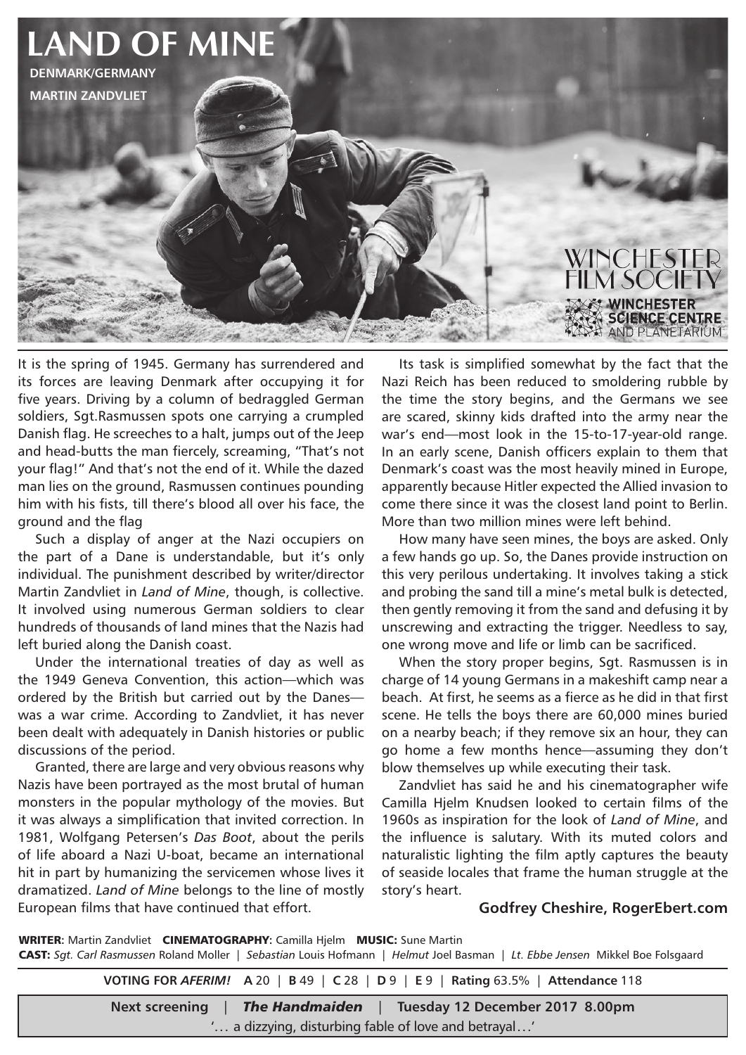# LAND OF MINE

**DENMARK/GERMANY**

**MARTIN ZANDVLIET**

WINCHESTER FILM SOCIETY

WINCHESTER SCIENCE CENTRE AND PLANETARIUM

It is the spring of 1945. Germany has surrendered and its forces are leaving Denmark after occupying it for five years. Driving by a column of bedraggled German soldiers, Sgt.Rasmussen spots one carrying a crumpled Danish flag. He screeches to a halt, jumps out of the Jeep and head-butts the man fiercely, screaming, "That's not your flag!" And that's not the end of it. While the dazed man lies on the ground, Rasmussen continues pounding him with his fists, till there's blood all over his face, the ground and the flag

Such a display of anger at the Nazi occupiers on the part of a Dane is understandable, but it's only individual. The punishment described by writer/director Martin Zandvliet in *Land of Mine*, though, is collective. It involved using numerous German soldiers to clear hundreds of thousands of land mines that the Nazis had left buried along the Danish coast.

Under the international treaties of day as well as the 1949 Geneva Convention, this action—which was ordered by the British but carried out by the Danes—was a war crime. According to Zandvliet, it has never been dealt with adequately in Danish histories or public discussions of the period.

Granted, there are large and very obvious reasons why Nazis have been portrayed as the most brutal of human monsters in the popular mythology of the movies. But it was always a simplification that invited correction. In 1981, Wolfgang Petersen's *Das Boot*, about the perils of life aboard a Nazi U-boat, became an international hit in part by humanizing the servicemen whose lives it dramatized. *Land of Mine* belongs to the line of mostly European films that have continued that effort.

Its task is simplified somewhat by the fact that the Nazi Reich has been reduced to smoldering rubble by the time the story begins, and the Germans we see are scared, skinny kids drafted into the army near the war's end—most look in the 15-to-17-year-old range. In an early scene, Danish officers explain to them that Denmark's coast was the most heavily mined in Europe, apparently because Hitler expected the Allied invasion to come there since it was the closest land point to Berlin. More than two million mines were left behind.

How many have seen mines, the boys are asked. Only a few hands go up. So, the Danes provide instruction on this very perilous undertaking. It involves taking a stick and probing the sand till a mine's metal bulk is detected, then gently removing it from the sand and defusing it by unscrewing and extracting the trigger. Needless to say, one wrong move and life or limb can be sacrificed.

When the story proper begins, Sgt. Rasmussen is in charge of 14 young Germans in a makeshift camp near a beach. At first, he seems as a fierce as he did in that first scene. He tells the boys there are 60,000 mines buried on a nearby beach; if they remove six an hour, they can go home a few months hence—assuming they don't blow themselves up while executing their task.

Zandvliet has said he and his cinematographer wife Camilla Hjelm Knudsen looked to certain films of the 1960s as inspiration for the look of *Land of Mine*, and the influence is salutary. With its muted colors and naturalistic lighting the film aptly captures the beauty of seaside locales that frame the human struggle at the story's heart.

**Godfrey Cheshire, RogerEbert.com**

**WRITER:** Martin Zandvliet **CINEMATOGRAPHY:** Camilla Hjelm **MUSIC:** Sune Martin
**CAST:** *Sgt. Carl Rasmussen* Roland Moller | *Sebastian* Louis Hofmann | *Helmut* Joel Basman | *Lt. Ebbe Jensen* Mikkel Boe Folsgaard

**VOTING FOR *AFERIM!*** **A** 20 | **B** 49 | **C** 28 | **D** 9 | **E** 9 | **Rating** 63.5% | **Attendance** 118

**Next screening** | ***The Handmaiden*** | **Tuesday 12 December 2017 8.00pm**

'… a dizzying, disturbing fable of love and betrayal…'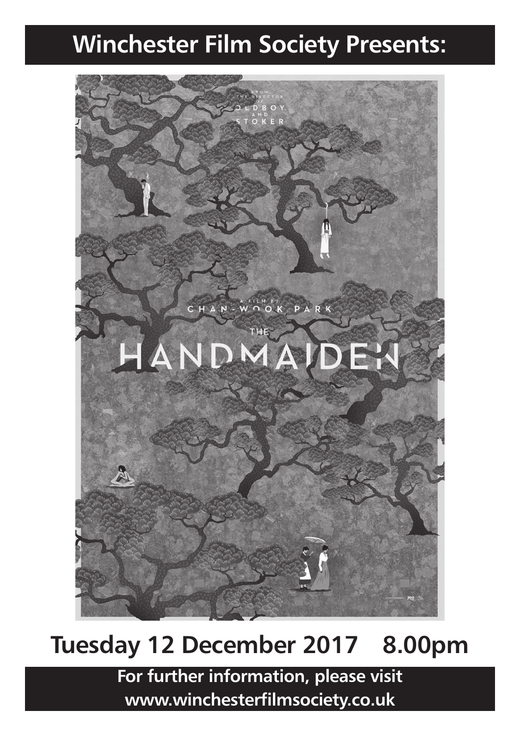# Winchester Film Society Presents:

FROM THE DIRECTOR OF OLDBOY AND STOKER

A FILM BY CHAN-WOOK PARK

THE HANDMAIDEN

## Tuesday 12 December 2017 8.00pm

**For further information, please visit www.winchesterfilmsociety.co.uk**